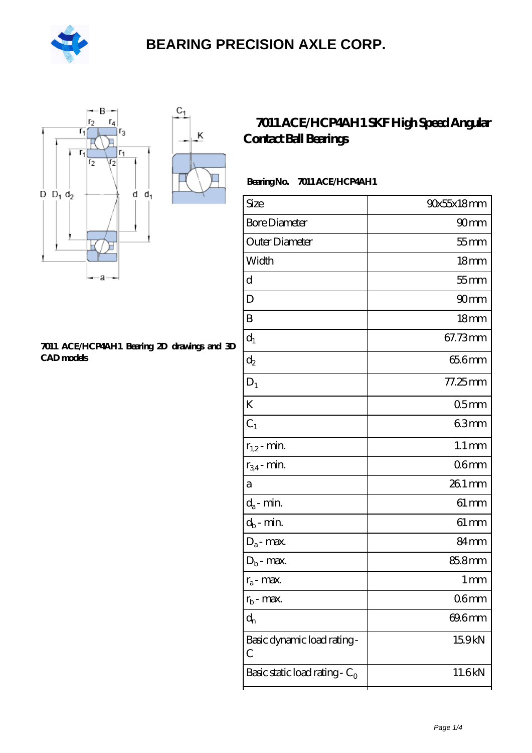# BEARING PRECISION AXLE CORP.

## 7011 ACE/HCP4AH1 SKF High Speed Angular Contact Ball Bearings

**Bearing No.** 7011 ACE/HCP4AH1

| | |
|---|---|
| Size | 90x55x18 mm |
| Bore Diameter | 90 mm |
| Outer Diameter | 55 mm |
| Width | 18 mm |
| d | 55 mm |
| D | 90 mm |
| B | 18 mm |
| $d_1$ | 67.73 mm |
| $d_2$ | 65.6 mm |
| $D_1$ | 77.25 mm |
| K | 0.5 mm |
| $C_1$ | 6.3 mm |
| $r_{1,2}$ - min. | 1.1 mm |
| $r_{3,4}$ - min. | 0.6 mm |
| a | 26.1 mm |
| $d_a$ - min. | 61 mm |
| $d_b$ - min. | 61 mm |
| $D_a$ - max. | 84 mm |
| $D_b$ - max. | 85.8 mm |
| $r_a$ - max. | 1 mm |
| $r_b$ - max. | 0.6 mm |
| $d_n$ | 69.6 mm |
| Basic dynamic load rating - C | 15.9 kN |
| Basic static load rating - $C_0$ | 11.6 kN |

**7011 ACE/HCP4AH1 Bearing 2D drawings and 3D CAD models**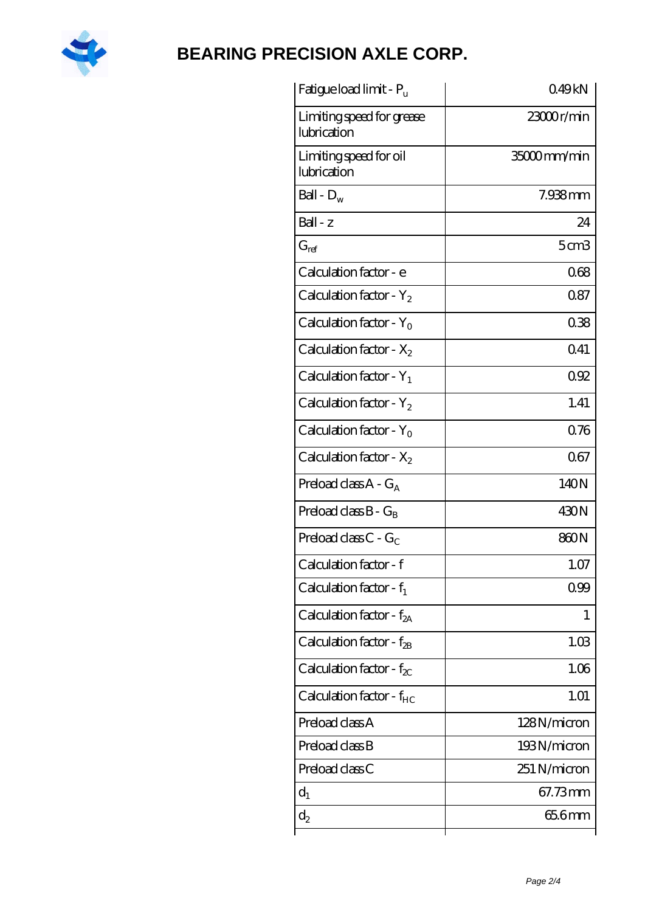| | |
|---|---|
| Fatigue load limit - $P_u$ | 0.49 kN |
| Limiting speed for grease lubrication | 23000 r/min |
| Limiting speed for oil lubrication | 35000 mm/min |
| Ball - $D_w$ | 7.938 mm |
| Ball - z | 24 |
| $G_{ref}$ | 5 cm3 |
| Calculation factor - e | 0.68 |
| Calculation factor - $Y_2$ | 0.87 |
| Calculation factor - $Y_0$ | 0.38 |
| Calculation factor - $X_2$ | 0.41 |
| Calculation factor - $Y_1$ | 0.92 |
| Calculation factor - $Y_2$ | 1.41 |
| Calculation factor - $Y_0$ | 0.76 |
| Calculation factor - $X_2$ | 0.67 |
| Preload class A - $G_A$ | 140 N |
| Preload class B - $G_B$ | 430 N |
| Preload class C - $G_C$ | 860 N |
| Calculation factor - f | 1.07 |
| Calculation factor - $f_1$ | 0.99 |
| Calculation factor - $f_{2A}$ | 1 |
| Calculation factor - $f_{2B}$ | 1.03 |
| Calculation factor - $f_{2C}$ | 1.06 |
| Calculation factor - $f_{HC}$ | 1.01 |
| Preload class A | 128 N/micron |
| Preload class B | 193 N/micron |
| Preload class C | 251 N/micron |
| $d_1$ | 67.73 mm |
| $d_2$ | 65.6 mm |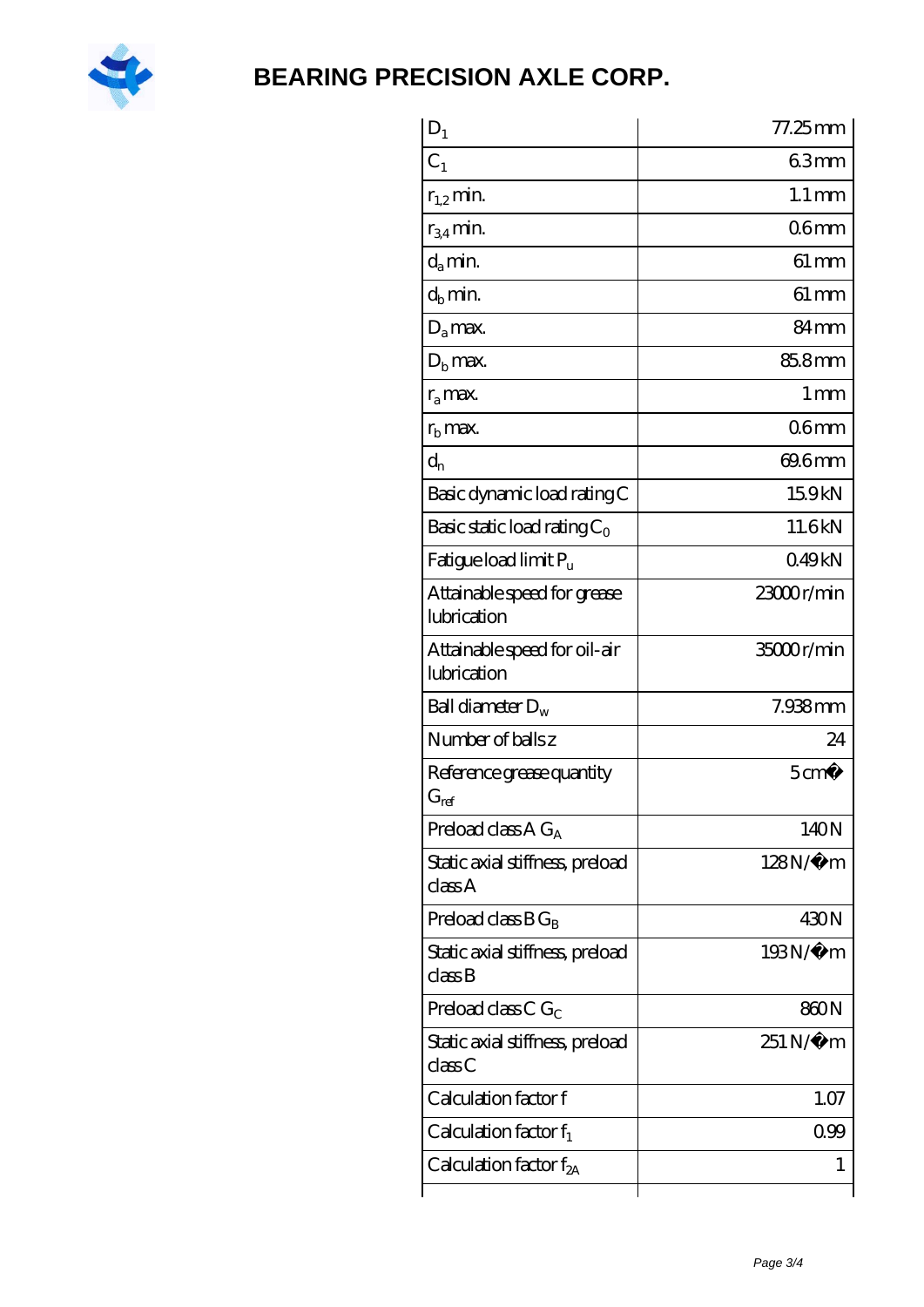# BEARING PRECISION AXLE CORP.

| | |
|---|---|
| $D_1$ | 77.25 mm |
| $C_1$ | 6.3 mm |
| $r_{1,2}$ min. | 1.1 mm |
| $r_{3,4}$ min. | 0.6 mm |
| $d_a$ min. | 61 mm |
| $d_b$ min. | 61 mm |
| $D_a$ max. | 84 mm |
| $D_b$ max. | 85.8 mm |
| $r_a$ max. | 1 mm |
| $r_b$ max. | 0.6 mm |
| $d_n$ | 69.6 mm |
| Basic dynamic load rating C | 15.9 kN |
| Basic static load rating $C_0$ | 11.6 kN |
| Fatigue load limit $P_u$ | 0.49 kN |
| Attainable speed for grease lubrication | 23000 r/min |
| Attainable speed for oil-air lubrication | 35000 r/min |
| Ball diameter $D_w$ | 7.938 mm |
| Number of balls z | 24 |
| Reference grease quantity $G_{ref}$ | 5 cm� |
| Preload class A $G_A$ | 140 N |
| Static axial stiffness, preload class A | 128 N/�m |
| Preload class B $G_B$ | 430 N |
| Static axial stiffness, preload class B | 193 N/�m |
| Preload class C $G_C$ | 860 N |
| Static axial stiffness, preload class C | 251 N/�m |
| Calculation factor f | 1.07 |
| Calculation factor $f_1$ | 0.99 |
| Calculation factor $f_{2A}$ | 1 |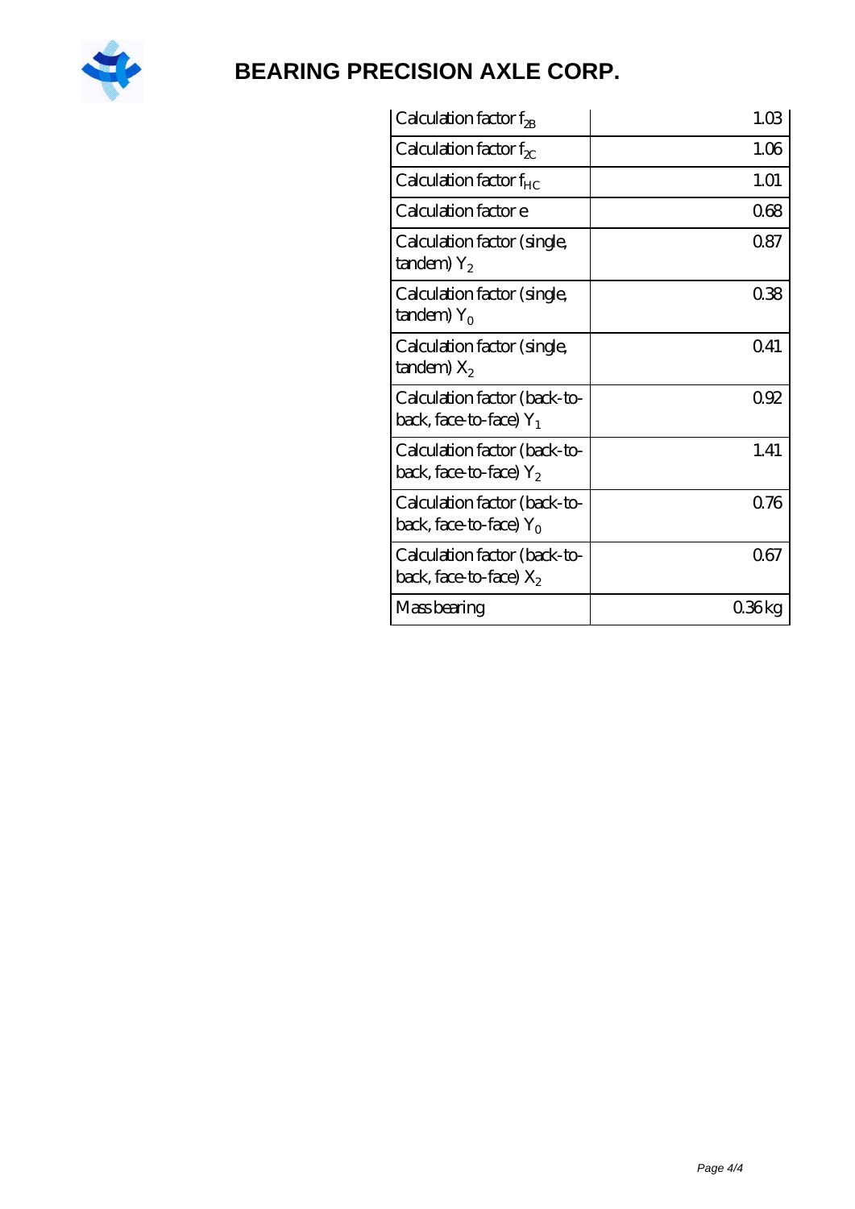| | |
|---|---|
| Calculation factor $f_{2B}$ | 1.03 |
| Calculation factor $f_{2C}$ | 1.06 |
| Calculation factor $f_{HC}$ | 1.01 |
| Calculation factor e | 0.68 |
| Calculation factor (single, tandem) $Y_2$ | 0.87 |
| Calculation factor (single, tandem) $Y_0$ | 0.38 |
| Calculation factor (single, tandem) $X_2$ | 0.41 |
| Calculation factor (back-to-back, face-to-face) $Y_1$ | 0.92 |
| Calculation factor (back-to-back, face-to-face) $Y_2$ | 1.41 |
| Calculation factor (back-to-back, face-to-face) $Y_0$ | 0.76 |
| Calculation factor (back-to-back, face-to-face) $X_2$ | 0.67 |
| Mass bearing | 0.36 kg |